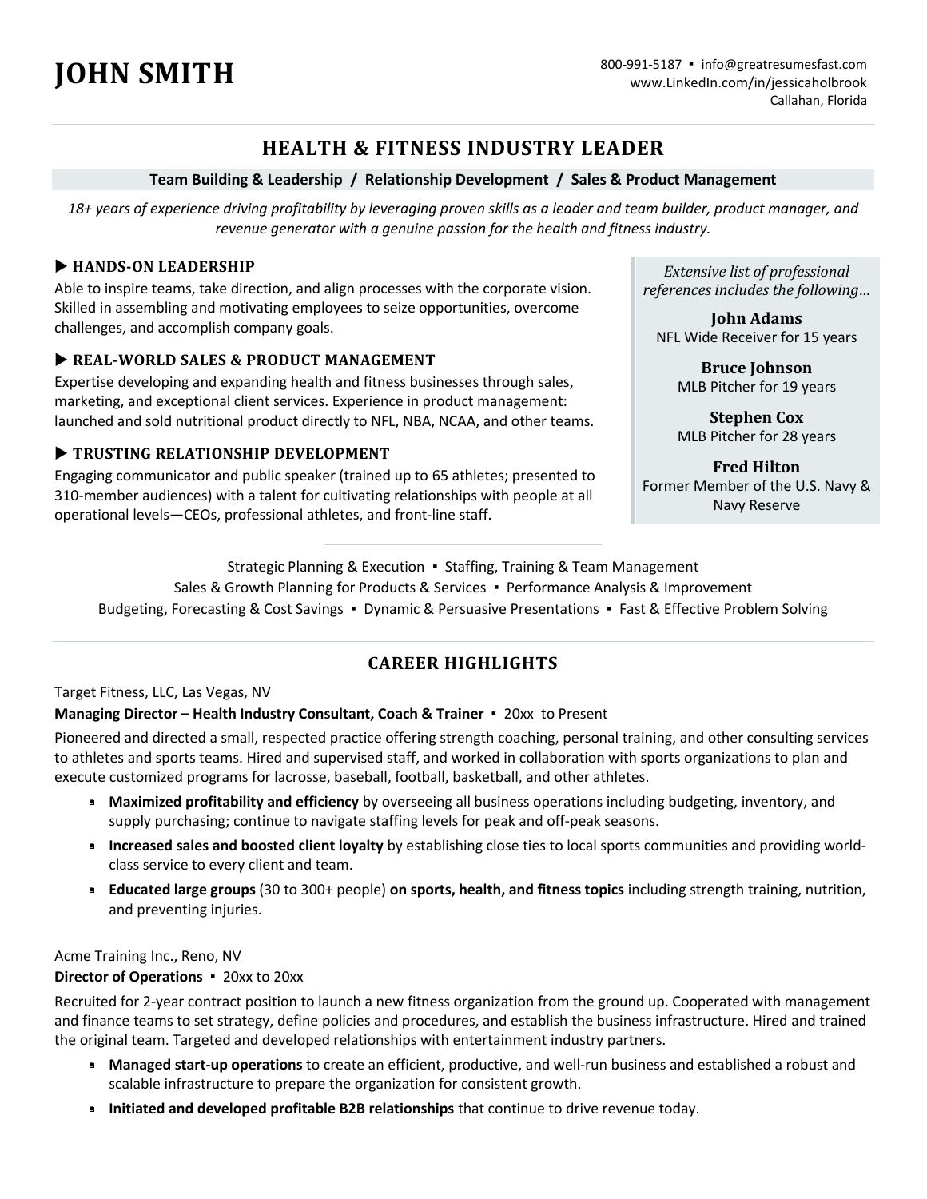# JOHN SMITH

800-991-5187 ▪ info@greatresumesfast.com
www.LinkedIn.com/in/jessicaholbrook
Callahan, Florida

## HEALTH & FITNESS INDUSTRY LEADER

**Team Building & Leadership / Relationship Development / Sales & Product Management**

*18+ years of experience driving profitability by leveraging proven skills as a leader and team builder, product manager, and revenue generator with a genuine passion for the health and fitness industry.*

### ▶ HANDS-ON LEADERSHIP

Able to inspire teams, take direction, and align processes with the corporate vision. Skilled in assembling and motivating employees to seize opportunities, overcome challenges, and accomplish company goals.

### ▶ REAL-WORLD SALES & PRODUCT MANAGEMENT

Expertise developing and expanding health and fitness businesses through sales, marketing, and exceptional client services. Experience in product management: launched and sold nutritional product directly to NFL, NBA, NCAA, and other teams.

### ▶ TRUSTING RELATIONSHIP DEVELOPMENT

Engaging communicator and public speaker (trained up to 65 athletes; presented to 310-member audiences) with a talent for cultivating relationships with people at all operational levels—CEOs, professional athletes, and front-line staff.

*Extensive list of professional references includes the following…*

**John Adams**
NFL Wide Receiver for 15 years

**Bruce Johnson**
MLB Pitcher for 19 years

**Stephen Cox**
MLB Pitcher for 28 years

**Fred Hilton**
Former Member of the U.S. Navy & Navy Reserve

Strategic Planning & Execution ▪ Staffing, Training & Team Management
Sales & Growth Planning for Products & Services ▪ Performance Analysis & Improvement
Budgeting, Forecasting & Cost Savings ▪ Dynamic & Persuasive Presentations ▪ Fast & Effective Problem Solving

## CAREER HIGHLIGHTS

Target Fitness, LLC, Las Vegas, NV
**Managing Director – Health Industry Consultant, Coach & Trainer** ▪ 20xx to Present

Pioneered and directed a small, respected practice offering strength coaching, personal training, and other consulting services to athletes and sports teams. Hired and supervised staff, and worked in collaboration with sports organizations to plan and execute customized programs for lacrosse, baseball, football, basketball, and other athletes.

- **Maximized profitability and efficiency** by overseeing all business operations including budgeting, inventory, and supply purchasing; continue to navigate staffing levels for peak and off-peak seasons.
- **Increased sales and boosted client loyalty** by establishing close ties to local sports communities and providing world-class service to every client and team.
- **Educated large groups** (30 to 300+ people) **on sports, health, and fitness topics** including strength training, nutrition, and preventing injuries.

Acme Training Inc., Reno, NV
**Director of Operations** ▪ 20xx to 20xx

Recruited for 2-year contract position to launch a new fitness organization from the ground up. Cooperated with management and finance teams to set strategy, define policies and procedures, and establish the business infrastructure. Hired and trained the original team. Targeted and developed relationships with entertainment industry partners.

- **Managed start-up operations** to create an efficient, productive, and well-run business and established a robust and scalable infrastructure to prepare the organization for consistent growth.
- **Initiated and developed profitable B2B relationships** that continue to drive revenue today.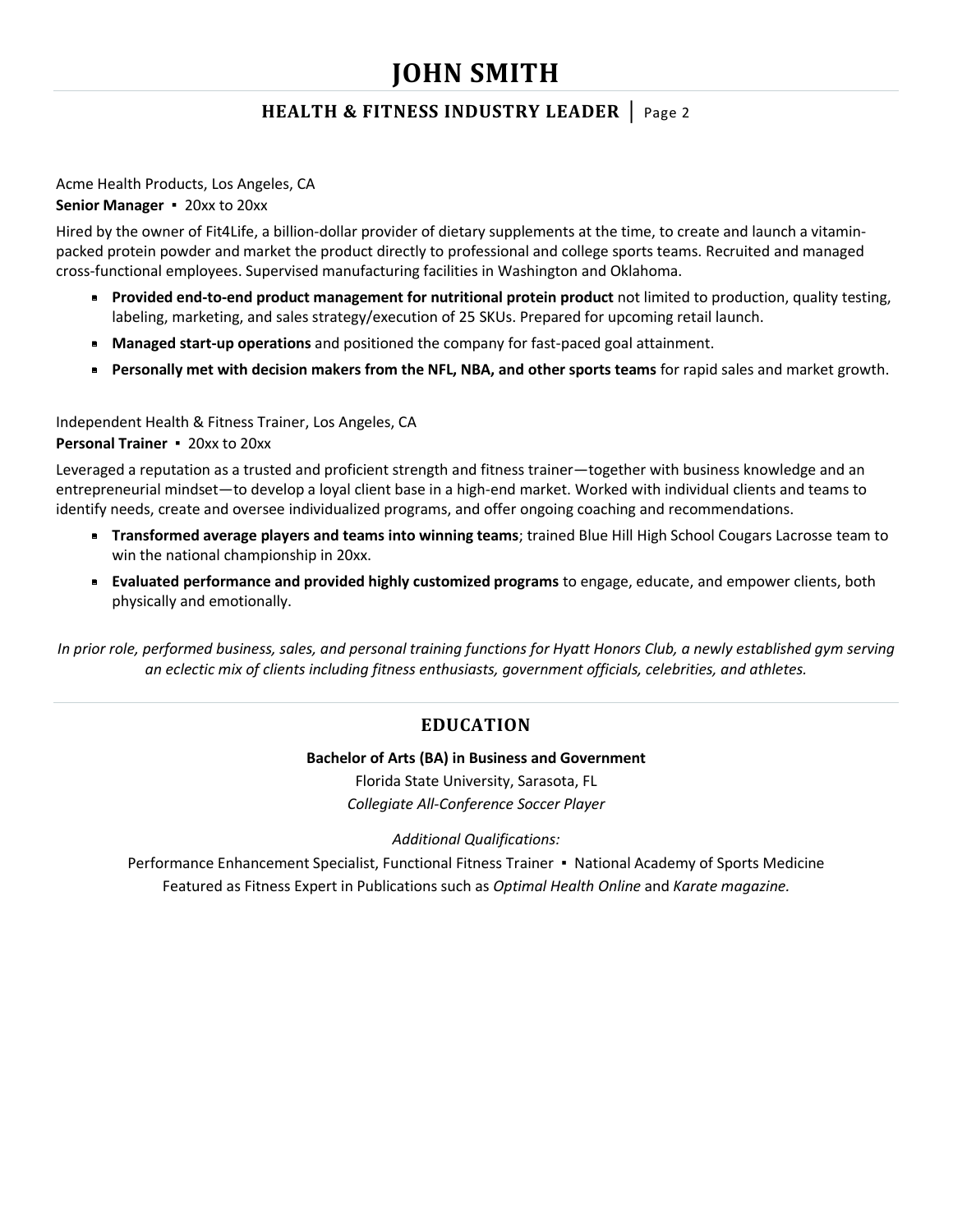Acme Health Products, Los Angeles, CA
**Senior Manager** ▪ 20xx to 20xx

Hired by the owner of Fit4Life, a billion-dollar provider of dietary supplements at the time, to create and launch a vitamin-packed protein powder and market the product directly to professional and college sports teams. Recruited and managed cross-functional employees. Supervised manufacturing facilities in Washington and Oklahoma.

- **Provided end-to-end product management for nutritional protein product** not limited to production, quality testing, labeling, marketing, and sales strategy/execution of 25 SKUs. Prepared for upcoming retail launch.
- **Managed start-up operations** and positioned the company for fast-paced goal attainment.
- **Personally met with decision makers from the NFL, NBA, and other sports teams** for rapid sales and market growth.

Independent Health & Fitness Trainer, Los Angeles, CA
**Personal Trainer** ▪ 20xx to 20xx

Leveraged a reputation as a trusted and proficient strength and fitness trainer—together with business knowledge and an entrepreneurial mindset—to develop a loyal client base in a high-end market. Worked with individual clients and teams to identify needs, create and oversee individualized programs, and offer ongoing coaching and recommendations.

- **Transformed average players and teams into winning teams**; trained Blue Hill High School Cougars Lacrosse team to win the national championship in 20xx.
- **Evaluated performance and provided highly customized programs** to engage, educate, and empower clients, both physically and emotionally.

*In prior role, performed business, sales, and personal training functions for Hyatt Honors Club, a newly established gym serving an eclectic mix of clients including fitness enthusiasts, government officials, celebrities, and athletes.*

## EDUCATION

**Bachelor of Arts (BA) in Business and Government**
Florida State University, Sarasota, FL
*Collegiate All-Conference Soccer Player*

*Additional Qualifications:*
Performance Enhancement Specialist, Functional Fitness Trainer ▪ National Academy of Sports Medicine
Featured as Fitness Expert in Publications such as *Optimal Health Online* and *Karate magazine.*